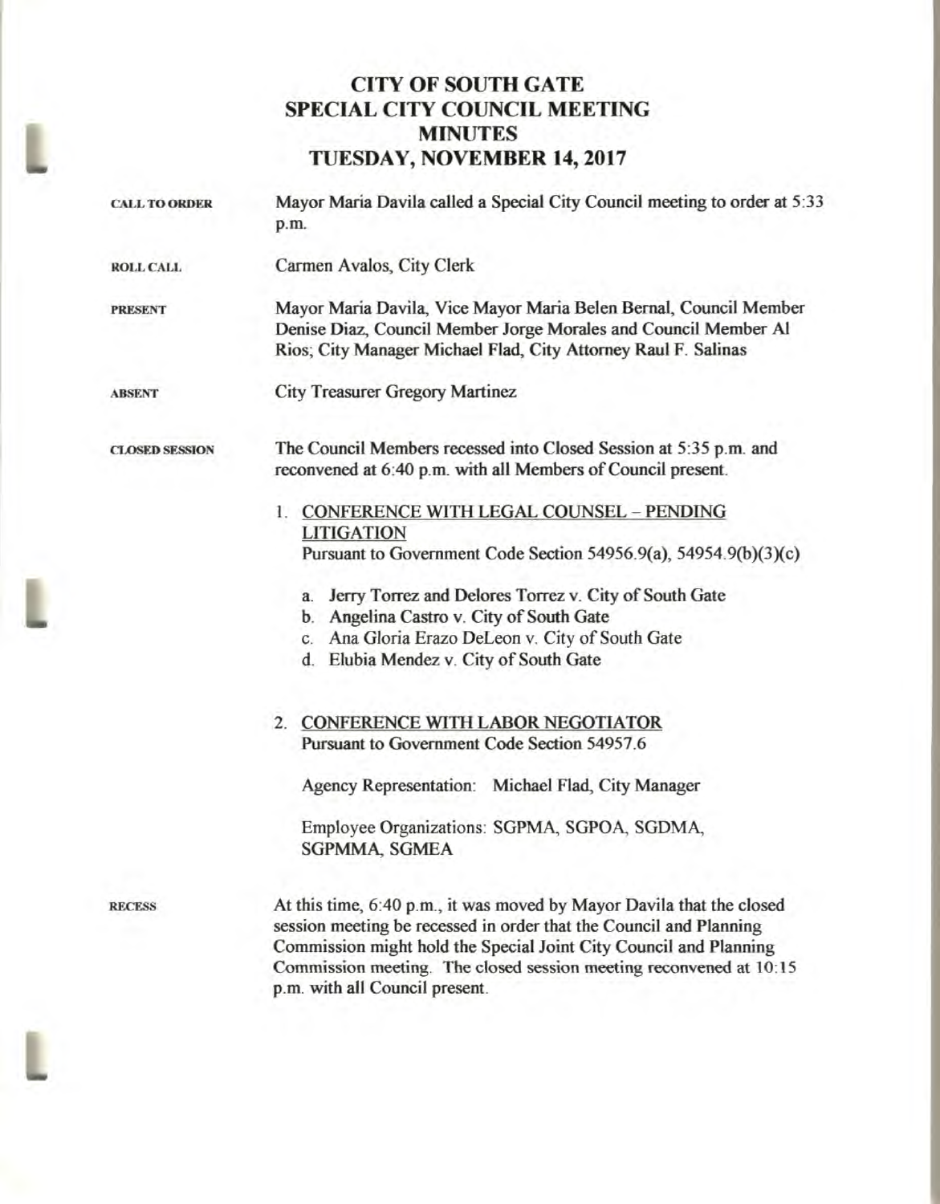# CITY OF SOUTH GATE
# SPECIAL CITY COUNCIL MEETING
# MINUTES
# TUESDAY, NOVEMBER 14, 2017

**CALL TO ORDER** Mayor Maria Davila called a Special City Council meeting to order at 5:33 p.m.

**ROLL CALL** Carmen Avalos, City Clerk

**PRESENT** Mayor Maria Davila, Vice Mayor Maria Belen Bernal, Council Member Denise Diaz, Council Member Jorge Morales and Council Member Al Rios; City Manager Michael Flad, City Attorney Raul F. Salinas

**ABSENT** City Treasurer Gregory Martinez

**CLOSED SESSION** The Council Members recessed into Closed Session at 5:35 p.m. and reconvened at 6:40 p.m. with all Members of Council present.

1. CONFERENCE WITH LEGAL COUNSEL – PENDING LITIGATION
   Pursuant to Government Code Section 54956.9(a), 54954.9(b)(3)(c)

   a. Jerry Torrez and Delores Torrez v. City of South Gate
   b. Angelina Castro v. City of South Gate
   c. Ana Gloria Erazo DeLeon v. City of South Gate
   d. Elubia Mendez v. City of South Gate

2. CONFERENCE WITH LABOR NEGOTIATOR
   Pursuant to Government Code Section 54957.6

   Agency Representation: Michael Flad, City Manager

   Employee Organizations: SGPMA, SGPOA, SGDMA, SGPMMA, SGMEA

**RECESS** At this time, 6:40 p.m., it was moved by Mayor Davila that the closed session meeting be recessed in order that the Council and Planning Commission might hold the Special Joint City Council and Planning Commission meeting. The closed session meeting reconvened at 10:15 p.m. with all Council present.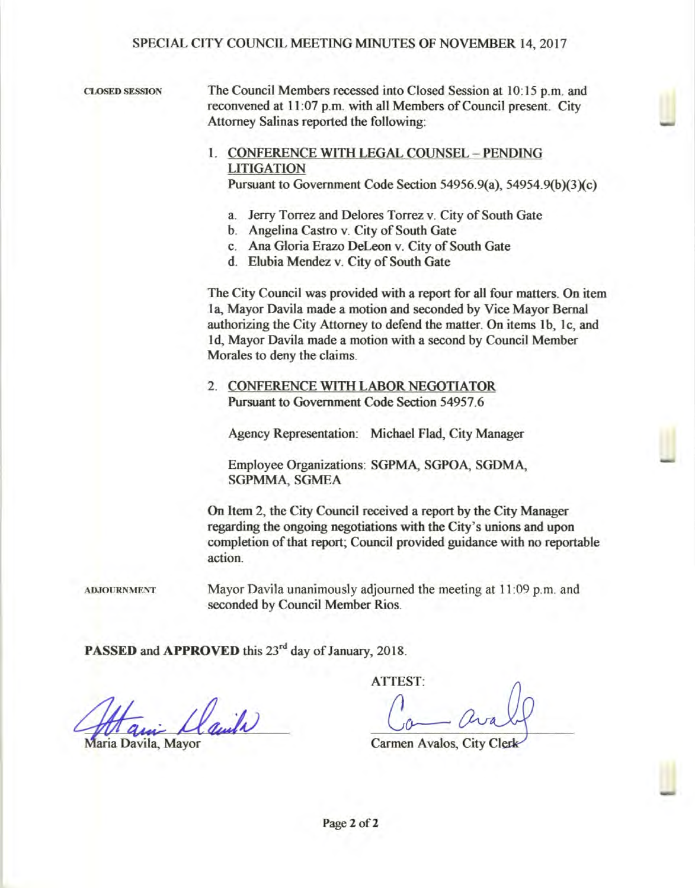SPECIAL CITY COUNCIL MEETING MINUTES OF NOVEMBER 14, 2017

**CLOSED SESSION**

The Council Members recessed into Closed Session at 10:15 p.m. and reconvened at 11:07 p.m. with all Members of Council present. City Attorney Salinas reported the following:

1. CONFERENCE WITH LEGAL COUNSEL – PENDING LITIGATION
   Pursuant to Government Code Section 54956.9(a), 54954.9(b)(3)(c)

   a. Jerry Torrez and Delores Torrez v. City of South Gate
   b. Angelina Castro v. City of South Gate
   c. Ana Gloria Erazo DeLeon v. City of South Gate
   d. Elubia Mendez v. City of South Gate

The City Council was provided with a report for all four matters. On item 1a, Mayor Davila made a motion and seconded by Vice Mayor Bernal authorizing the City Attorney to defend the matter. On items 1b, 1c, and 1d, Mayor Davila made a motion with a second by Council Member Morales to deny the claims.

2. CONFERENCE WITH LABOR NEGOTIATOR
   Pursuant to Government Code Section 54957.6

   Agency Representation: Michael Flad, City Manager

   Employee Organizations: SGPMA, SGPOA, SGDMA, SGPMMA, SGMEA

On Item 2, the City Council received a report by the City Manager regarding the ongoing negotiations with the City's unions and upon completion of that report; Council provided guidance with no reportable action.

**ADJOURNMENT**

Mayor Davila unanimously adjourned the meeting at 11:09 p.m. and seconded by Council Member Rios.

**PASSED** and **APPROVED** this 23rd day of January, 2018.

ATTEST:

Maria Davila, Mayor

Carmen Avalos, City Clerk